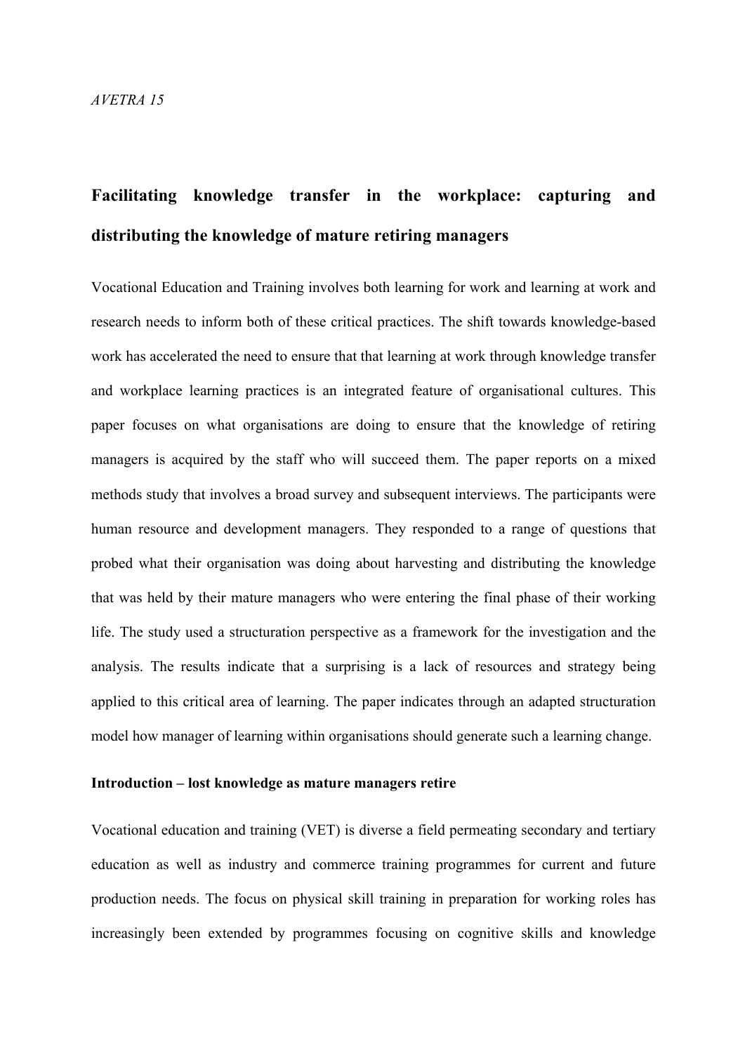*AVETRA 15*

# Facilitating knowledge transfer in the workplace: capturing and distributing the knowledge of mature retiring managers

Vocational Education and Training involves both learning for work and learning at work and research needs to inform both of these critical practices. The shift towards knowledge-based work has accelerated the need to ensure that that learning at work through knowledge transfer and workplace learning practices is an integrated feature of organisational cultures. This paper focuses on what organisations are doing to ensure that the knowledge of retiring managers is acquired by the staff who will succeed them. The paper reports on a mixed methods study that involves a broad survey and subsequent interviews. The participants were human resource and development managers. They responded to a range of questions that probed what their organisation was doing about harvesting and distributing the knowledge that was held by their mature managers who were entering the final phase of their working life. The study used a structuration perspective as a framework for the investigation and the analysis. The results indicate that a surprising is a lack of resources and strategy being applied to this critical area of learning. The paper indicates through an adapted structuration model how manager of learning within organisations should generate such a learning change.

## Introduction – lost knowledge as mature managers retire

Vocational education and training (VET) is diverse a field permeating secondary and tertiary education as well as industry and commerce training programmes for current and future production needs. The focus on physical skill training in preparation for working roles has increasingly been extended by programmes focusing on cognitive skills and knowledge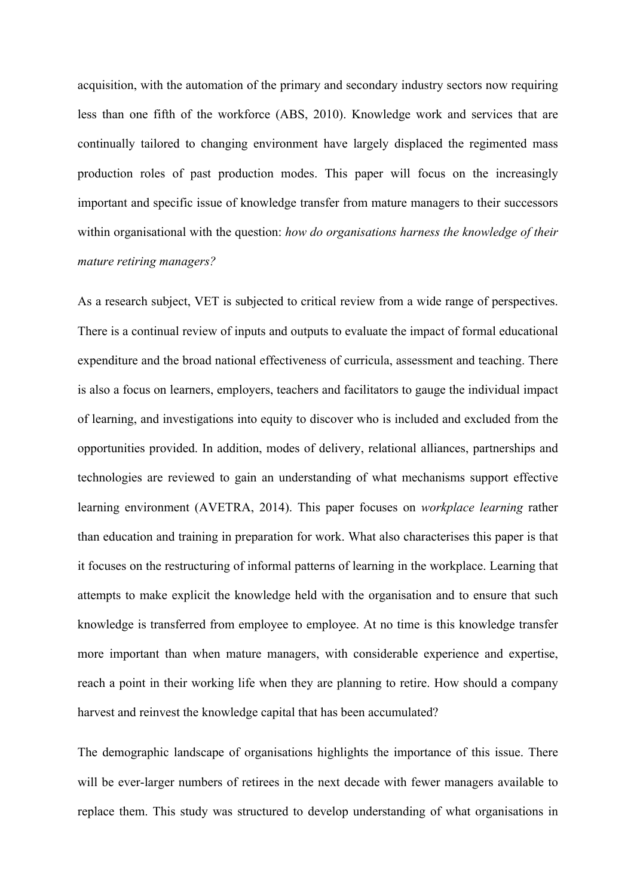acquisition, with the automation of the primary and secondary industry sectors now requiring less than one fifth of the workforce (ABS, 2010). Knowledge work and services that are continually tailored to changing environment have largely displaced the regimented mass production roles of past production modes. This paper will focus on the increasingly important and specific issue of knowledge transfer from mature managers to their successors within organisational with the question: *how do organisations harness the knowledge of their mature retiring managers?*

As a research subject, VET is subjected to critical review from a wide range of perspectives. There is a continual review of inputs and outputs to evaluate the impact of formal educational expenditure and the broad national effectiveness of curricula, assessment and teaching. There is also a focus on learners, employers, teachers and facilitators to gauge the individual impact of learning, and investigations into equity to discover who is included and excluded from the opportunities provided. In addition, modes of delivery, relational alliances, partnerships and technologies are reviewed to gain an understanding of what mechanisms support effective learning environment (AVETRA, 2014). This paper focuses on *workplace learning* rather than education and training in preparation for work. What also characterises this paper is that it focuses on the restructuring of informal patterns of learning in the workplace. Learning that attempts to make explicit the knowledge held with the organisation and to ensure that such knowledge is transferred from employee to employee. At no time is this knowledge transfer more important than when mature managers, with considerable experience and expertise, reach a point in their working life when they are planning to retire. How should a company harvest and reinvest the knowledge capital that has been accumulated?

The demographic landscape of organisations highlights the importance of this issue. There will be ever-larger numbers of retirees in the next decade with fewer managers available to replace them. This study was structured to develop understanding of what organisations in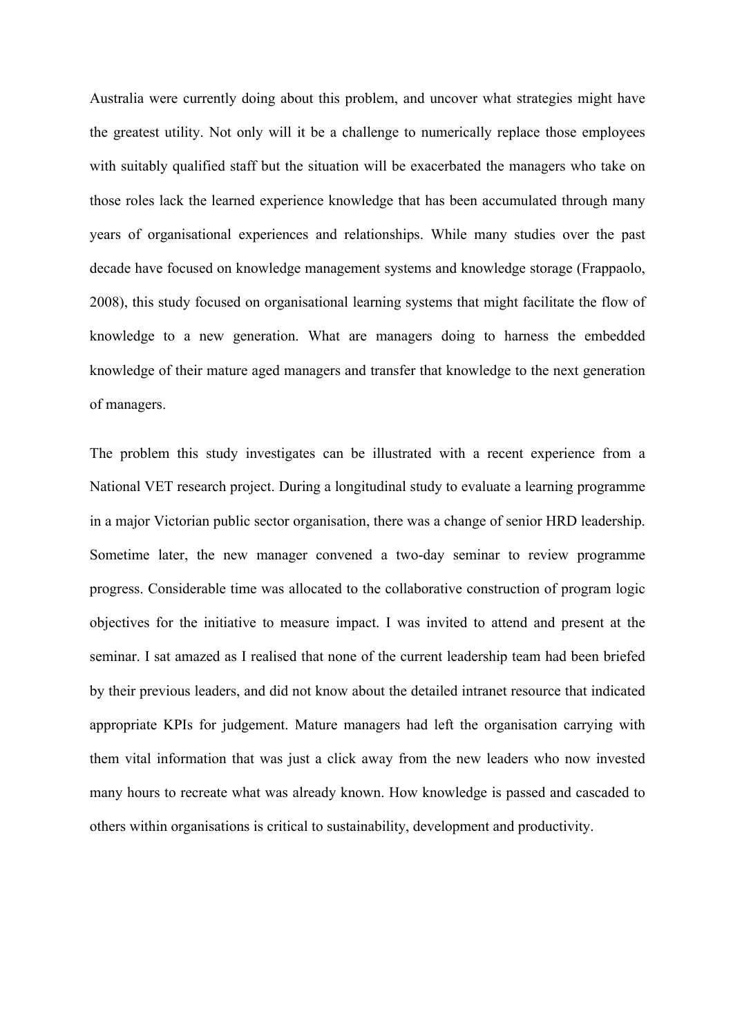Australia were currently doing about this problem, and uncover what strategies might have the greatest utility. Not only will it be a challenge to numerically replace those employees with suitably qualified staff but the situation will be exacerbated the managers who take on those roles lack the learned experience knowledge that has been accumulated through many years of organisational experiences and relationships. While many studies over the past decade have focused on knowledge management systems and knowledge storage (Frappaolo, 2008), this study focused on organisational learning systems that might facilitate the flow of knowledge to a new generation. What are managers doing to harness the embedded knowledge of their mature aged managers and transfer that knowledge to the next generation of managers.

The problem this study investigates can be illustrated with a recent experience from a National VET research project. During a longitudinal study to evaluate a learning programme in a major Victorian public sector organisation, there was a change of senior HRD leadership. Sometime later, the new manager convened a two-day seminar to review programme progress. Considerable time was allocated to the collaborative construction of program logic objectives for the initiative to measure impact. I was invited to attend and present at the seminar. I sat amazed as I realised that none of the current leadership team had been briefed by their previous leaders, and did not know about the detailed intranet resource that indicated appropriate KPIs for judgement. Mature managers had left the organisation carrying with them vital information that was just a click away from the new leaders who now invested many hours to recreate what was already known. How knowledge is passed and cascaded to others within organisations is critical to sustainability, development and productivity.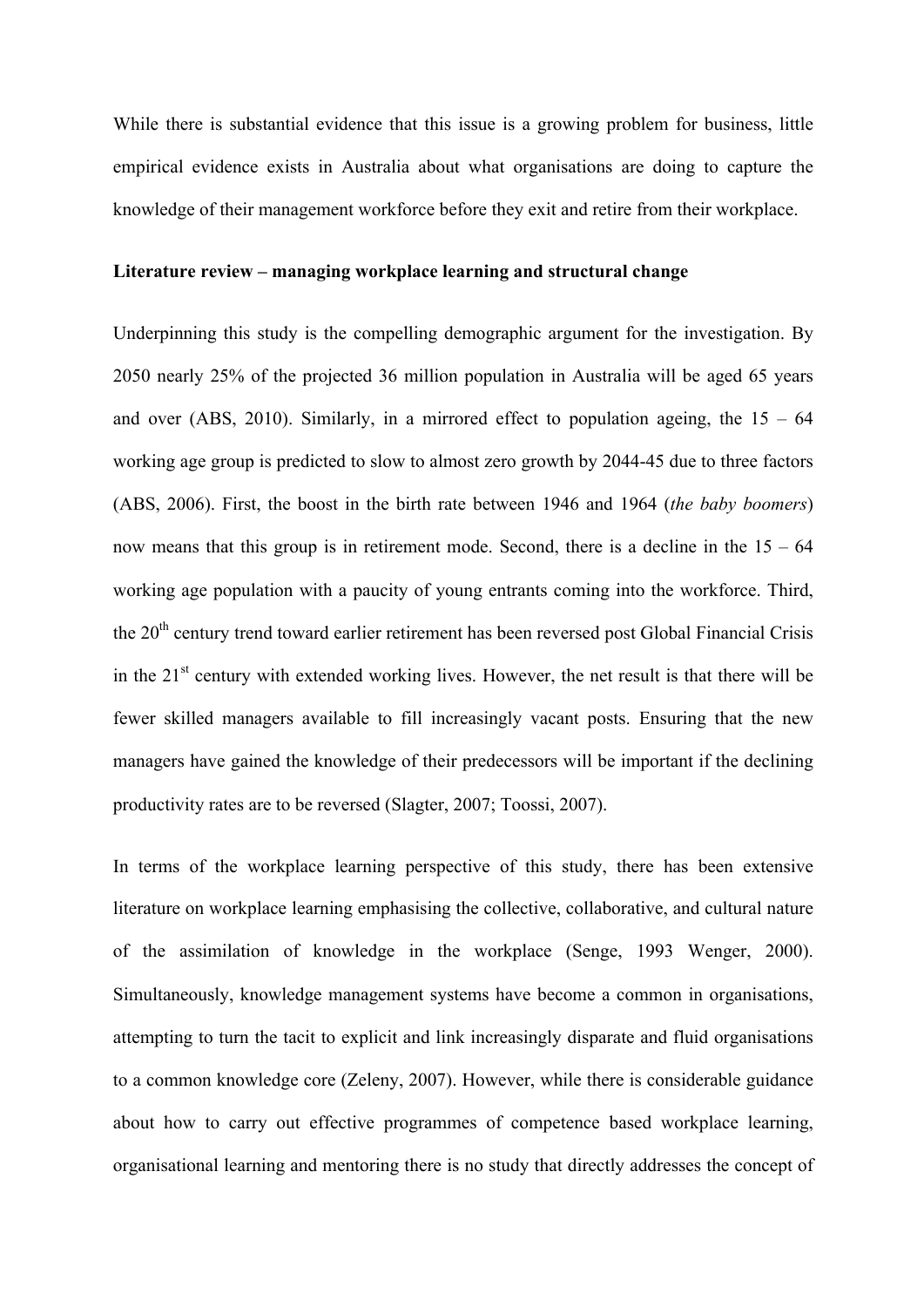While there is substantial evidence that this issue is a growing problem for business, little empirical evidence exists in Australia about what organisations are doing to capture the knowledge of their management workforce before they exit and retire from their workplace.

**Literature review – managing workplace learning and structural change**

Underpinning this study is the compelling demographic argument for the investigation. By 2050 nearly 25% of the projected 36 million population in Australia will be aged 65 years and over (ABS, 2010). Similarly, in a mirrored effect to population ageing, the 15 – 64 working age group is predicted to slow to almost zero growth by 2044-45 due to three factors (ABS, 2006). First, the boost in the birth rate between 1946 and 1964 (*the baby boomers*) now means that this group is in retirement mode. Second, there is a decline in the 15 – 64 working age population with a paucity of young entrants coming into the workforce. Third, the 20th century trend toward earlier retirement has been reversed post Global Financial Crisis in the 21st century with extended working lives. However, the net result is that there will be fewer skilled managers available to fill increasingly vacant posts. Ensuring that the new managers have gained the knowledge of their predecessors will be important if the declining productivity rates are to be reversed (Slagter, 2007; Toossi, 2007).

In terms of the workplace learning perspective of this study, there has been extensive literature on workplace learning emphasising the collective, collaborative, and cultural nature of the assimilation of knowledge in the workplace (Senge, 1993 Wenger, 2000). Simultaneously, knowledge management systems have become a common in organisations, attempting to turn the tacit to explicit and link increasingly disparate and fluid organisations to a common knowledge core (Zeleny, 2007). However, while there is considerable guidance about how to carry out effective programmes of competence based workplace learning, organisational learning and mentoring there is no study that directly addresses the concept of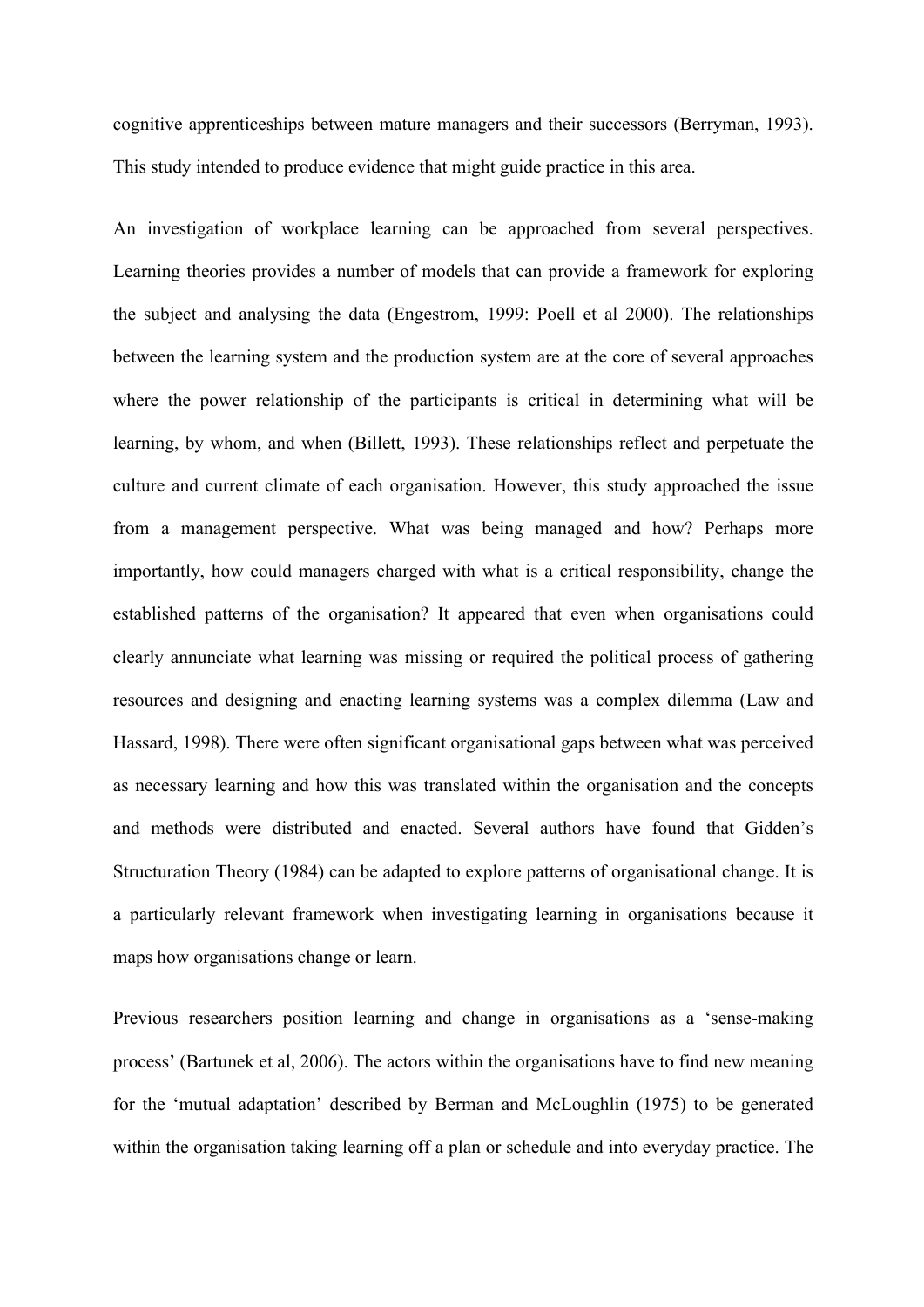cognitive apprenticeships between mature managers and their successors (Berryman, 1993). This study intended to produce evidence that might guide practice in this area.

An investigation of workplace learning can be approached from several perspectives. Learning theories provides a number of models that can provide a framework for exploring the subject and analysing the data (Engestrom, 1999: Poell et al 2000). The relationships between the learning system and the production system are at the core of several approaches where the power relationship of the participants is critical in determining what will be learning, by whom, and when (Billett, 1993). These relationships reflect and perpetuate the culture and current climate of each organisation. However, this study approached the issue from a management perspective. What was being managed and how? Perhaps more importantly, how could managers charged with what is a critical responsibility, change the established patterns of the organisation? It appeared that even when organisations could clearly annunciate what learning was missing or required the political process of gathering resources and designing and enacting learning systems was a complex dilemma (Law and Hassard, 1998). There were often significant organisational gaps between what was perceived as necessary learning and how this was translated within the organisation and the concepts and methods were distributed and enacted. Several authors have found that Gidden's Structuration Theory (1984) can be adapted to explore patterns of organisational change. It is a particularly relevant framework when investigating learning in organisations because it maps how organisations change or learn.

Previous researchers position learning and change in organisations as a 'sense-making process' (Bartunek et al, 2006). The actors within the organisations have to find new meaning for the 'mutual adaptation' described by Berman and McLoughlin (1975) to be generated within the organisation taking learning off a plan or schedule and into everyday practice. The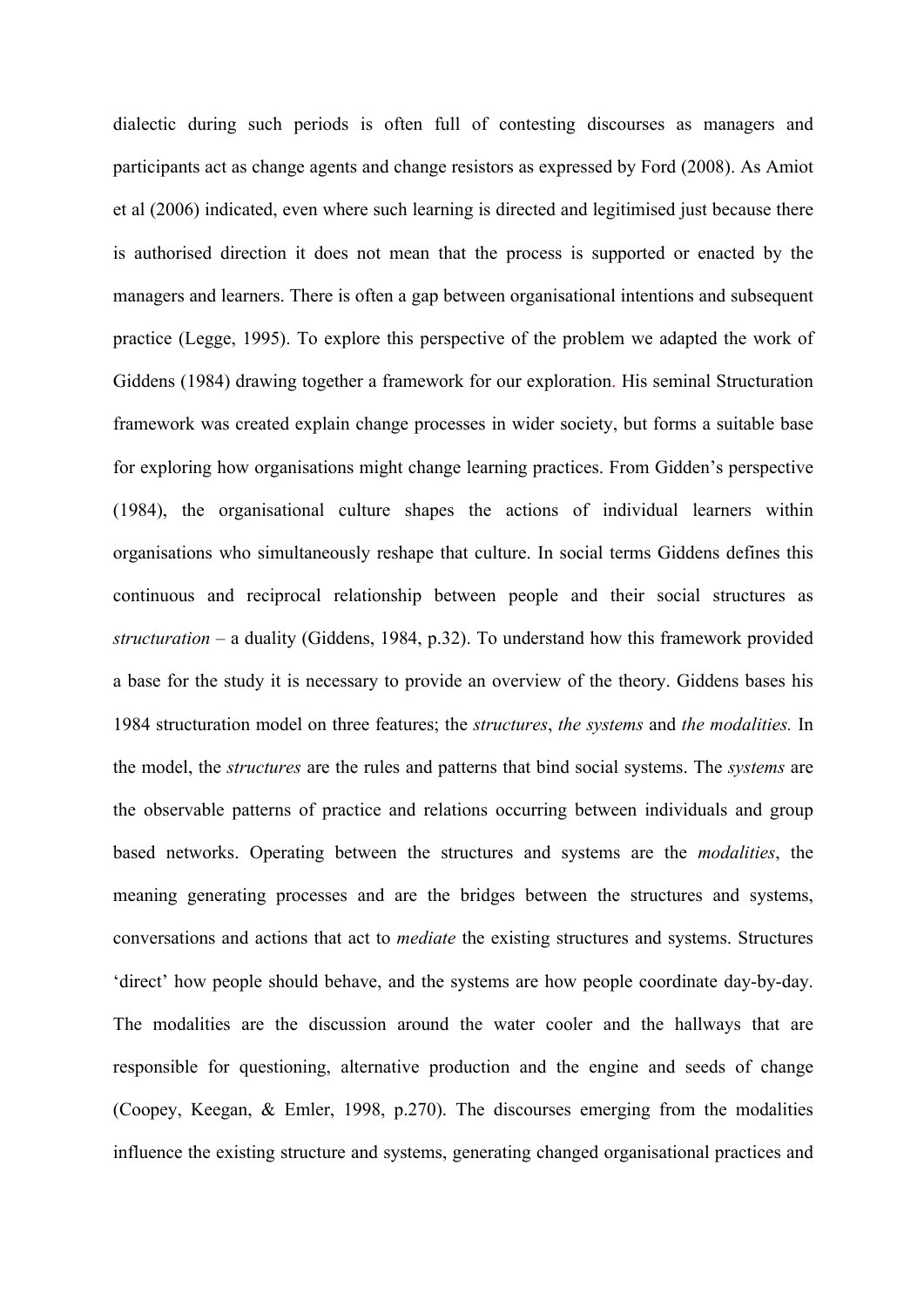dialectic during such periods is often full of contesting discourses as managers and participants act as change agents and change resistors as expressed by Ford (2008). As Amiot et al (2006) indicated, even where such learning is directed and legitimised just because there is authorised direction it does not mean that the process is supported or enacted by the managers and learners. There is often a gap between organisational intentions and subsequent practice (Legge, 1995). To explore this perspective of the problem we adapted the work of Giddens (1984) drawing together a framework for our exploration. His seminal Structuration framework was created explain change processes in wider society, but forms a suitable base for exploring how organisations might change learning practices. From Gidden's perspective (1984), the organisational culture shapes the actions of individual learners within organisations who simultaneously reshape that culture. In social terms Giddens defines this continuous and reciprocal relationship between people and their social structures as *structuration* – a duality (Giddens, 1984, p.32). To understand how this framework provided a base for the study it is necessary to provide an overview of the theory. Giddens bases his 1984 structuration model on three features; the *structures*, *the systems* and *the modalities.* In the model, the *structures* are the rules and patterns that bind social systems. The *systems* are the observable patterns of practice and relations occurring between individuals and group based networks. Operating between the structures and systems are the *modalities*, the meaning generating processes and are the bridges between the structures and systems, conversations and actions that act to *mediate* the existing structures and systems. Structures 'direct' how people should behave, and the systems are how people coordinate day-by-day. The modalities are the discussion around the water cooler and the hallways that are responsible for questioning, alternative production and the engine and seeds of change (Coopey, Keegan, & Emler, 1998, p.270). The discourses emerging from the modalities influence the existing structure and systems, generating changed organisational practices and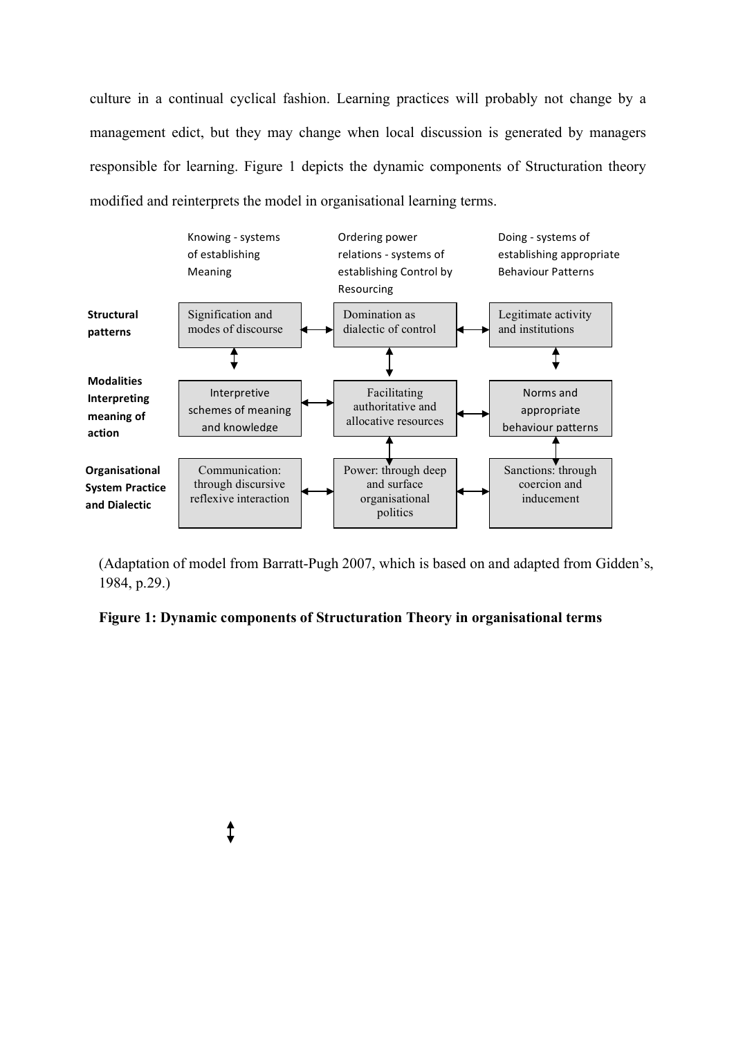culture in a continual cyclical fashion. Learning practices will probably not change by a management edict, but they may change when local discussion is generated by managers responsible for learning. Figure 1 depicts the dynamic components of Structuration theory modified and reinterprets the model in organisational learning terms.

| | Knowing - systems of establishing Meaning | Ordering power relations - systems of establishing Control by Resourcing | Doing - systems of establishing appropriate Behaviour Patterns |
|---|---|---|---|
| **Structural patterns** | Signification and modes of discourse | Domination as dialectic of control | Legitimate activity and institutions |
| **Modalities Interpreting meaning of action** | Interpretive schemes of meaning and knowledge | Facilitating authoritative and allocative resources | Norms and appropriate behaviour patterns |
| **Organisational System Practice and Dialectic** | Communication: through discursive reflexive interaction | Power: through deep and surface organisational politics | Sanctions: through coercion and inducement |

(Adaptation of model from Barratt-Pugh 2007, which is based on and adapted from Gidden's, 1984, p.29.)

**Figure 1: Dynamic components of Structuration Theory in organisational terms**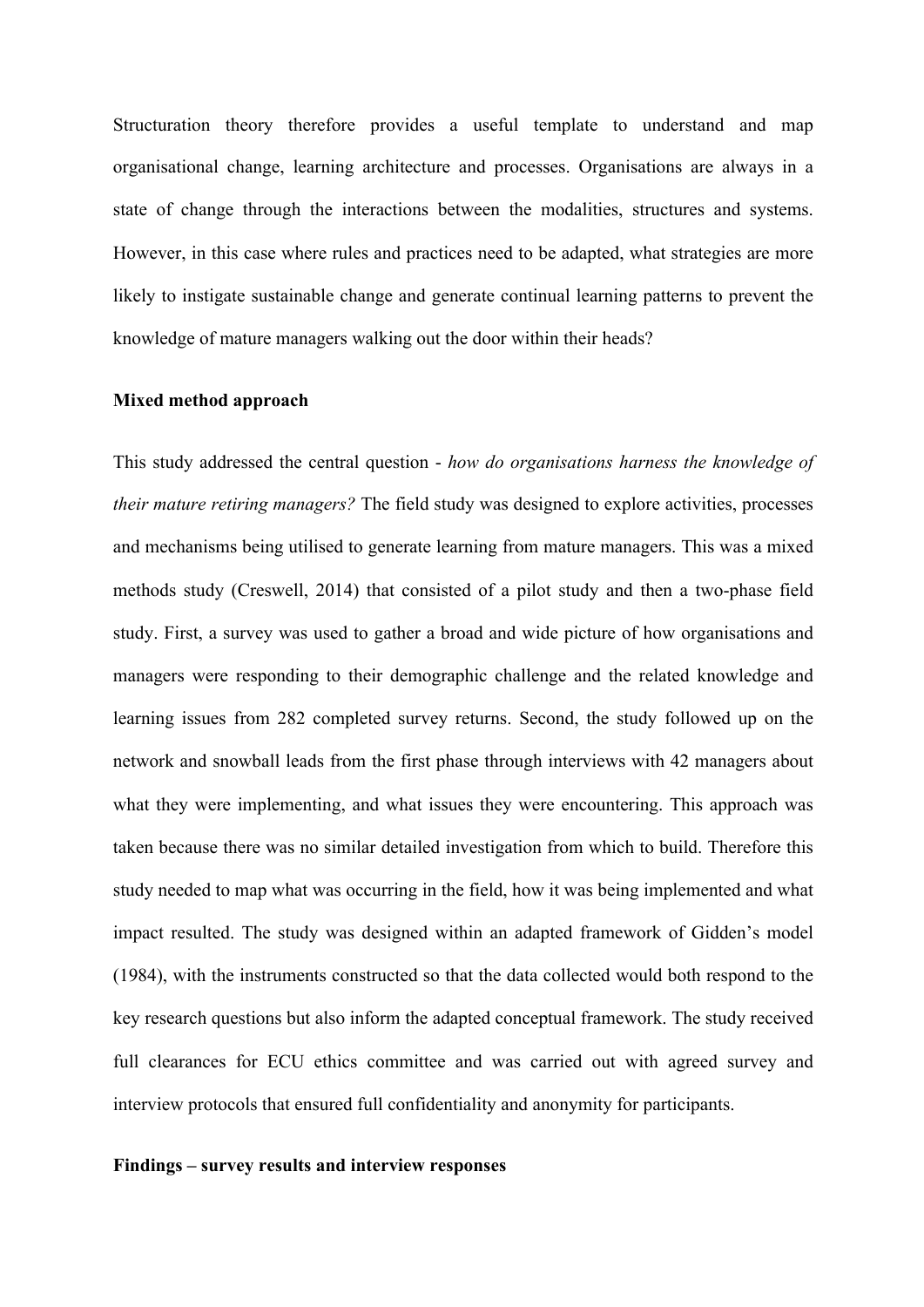Structuration theory therefore provides a useful template to understand and map organisational change, learning architecture and processes. Organisations are always in a state of change through the interactions between the modalities, structures and systems. However, in this case where rules and practices need to be adapted, what strategies are more likely to instigate sustainable change and generate continual learning patterns to prevent the knowledge of mature managers walking out the door within their heads?

**Mixed method approach**

This study addressed the central question - *how do organisations harness the knowledge of their mature retiring managers?* The field study was designed to explore activities, processes and mechanisms being utilised to generate learning from mature managers. This was a mixed methods study (Creswell, 2014) that consisted of a pilot study and then a two-phase field study. First, a survey was used to gather a broad and wide picture of how organisations and managers were responding to their demographic challenge and the related knowledge and learning issues from 282 completed survey returns. Second, the study followed up on the network and snowball leads from the first phase through interviews with 42 managers about what they were implementing, and what issues they were encountering. This approach was taken because there was no similar detailed investigation from which to build. Therefore this study needed to map what was occurring in the field, how it was being implemented and what impact resulted. The study was designed within an adapted framework of Gidden's model (1984), with the instruments constructed so that the data collected would both respond to the key research questions but also inform the adapted conceptual framework. The study received full clearances for ECU ethics committee and was carried out with agreed survey and interview protocols that ensured full confidentiality and anonymity for participants.

**Findings – survey results and interview responses**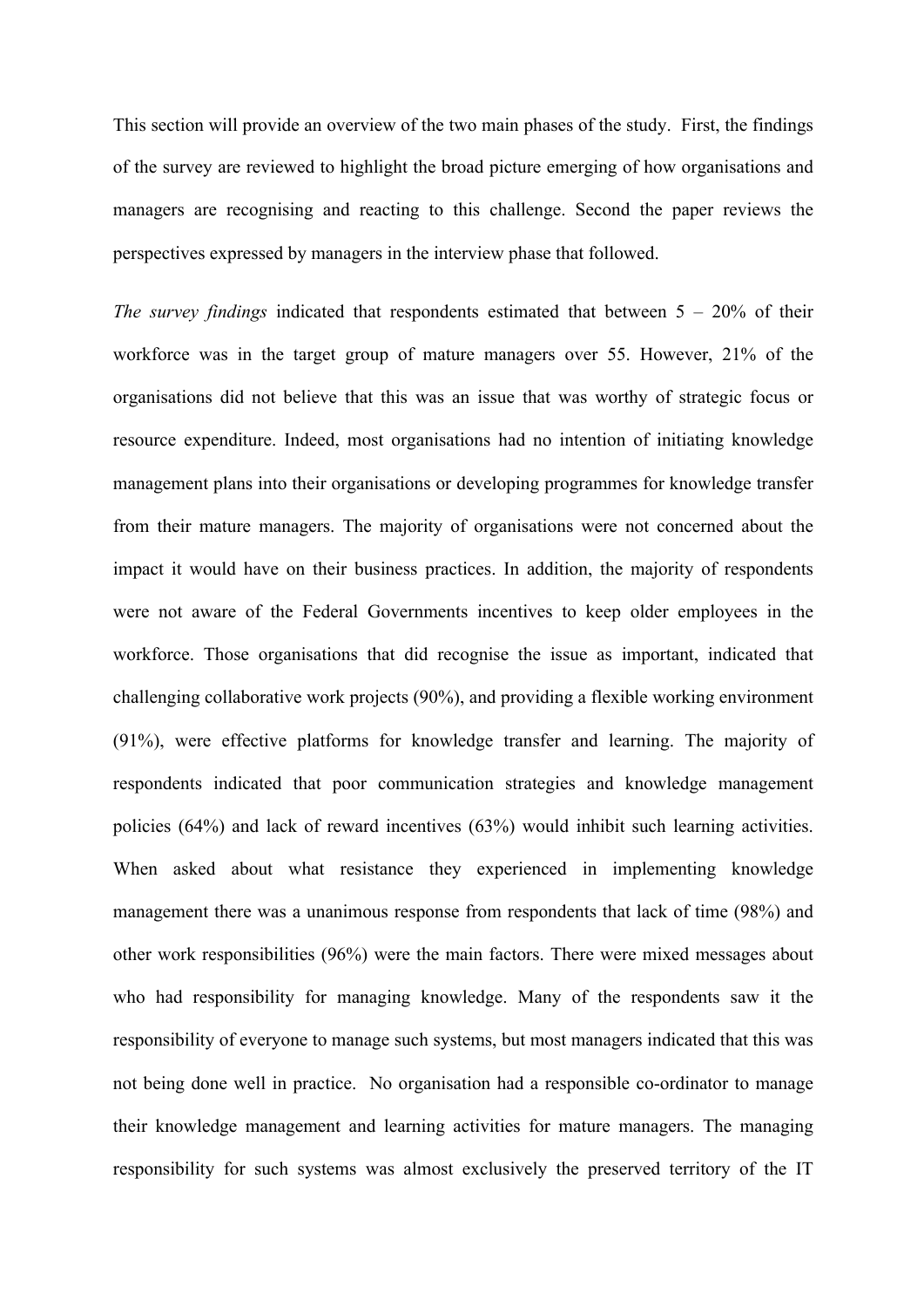This section will provide an overview of the two main phases of the study. First, the findings of the survey are reviewed to highlight the broad picture emerging of how organisations and managers are recognising and reacting to this challenge. Second the paper reviews the perspectives expressed by managers in the interview phase that followed.

*The survey findings* indicated that respondents estimated that between 5 – 20% of their workforce was in the target group of mature managers over 55. However, 21% of the organisations did not believe that this was an issue that was worthy of strategic focus or resource expenditure. Indeed, most organisations had no intention of initiating knowledge management plans into their organisations or developing programmes for knowledge transfer from their mature managers. The majority of organisations were not concerned about the impact it would have on their business practices. In addition, the majority of respondents were not aware of the Federal Governments incentives to keep older employees in the workforce. Those organisations that did recognise the issue as important, indicated that challenging collaborative work projects (90%), and providing a flexible working environment (91%), were effective platforms for knowledge transfer and learning. The majority of respondents indicated that poor communication strategies and knowledge management policies (64%) and lack of reward incentives (63%) would inhibit such learning activities. When asked about what resistance they experienced in implementing knowledge management there was a unanimous response from respondents that lack of time (98%) and other work responsibilities (96%) were the main factors. There were mixed messages about who had responsibility for managing knowledge. Many of the respondents saw it the responsibility of everyone to manage such systems, but most managers indicated that this was not being done well in practice. No organisation had a responsible co-ordinator to manage their knowledge management and learning activities for mature managers. The managing responsibility for such systems was almost exclusively the preserved territory of the IT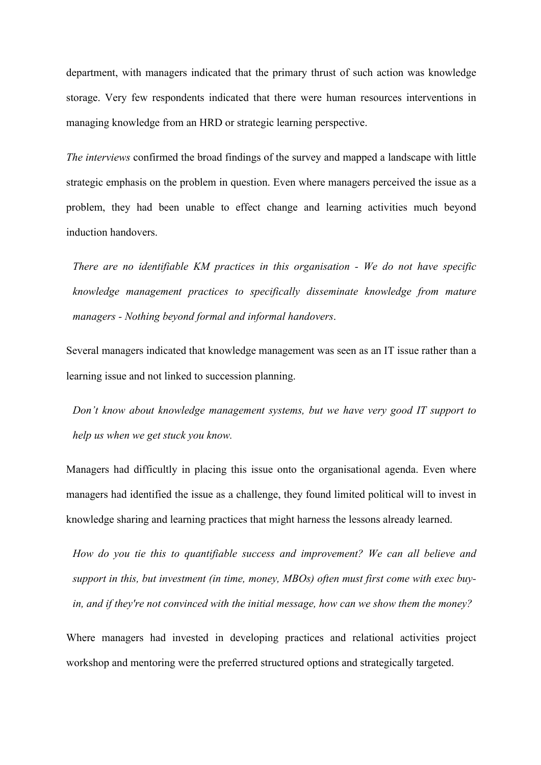department, with managers indicated that the primary thrust of such action was knowledge storage. Very few respondents indicated that there were human resources interventions in managing knowledge from an HRD or strategic learning perspective.

*The interviews* confirmed the broad findings of the survey and mapped a landscape with little strategic emphasis on the problem in question. Even where managers perceived the issue as a problem, they had been unable to effect change and learning activities much beyond induction handovers.

> *There are no identifiable KM practices in this organisation - We do not have specific knowledge management practices to specifically disseminate knowledge from mature managers - Nothing beyond formal and informal handovers*.

Several managers indicated that knowledge management was seen as an IT issue rather than a learning issue and not linked to succession planning.

> *Don't know about knowledge management systems, but we have very good IT support to help us when we get stuck you know.*

Managers had difficultly in placing this issue onto the organisational agenda. Even where managers had identified the issue as a challenge, they found limited political will to invest in knowledge sharing and learning practices that might harness the lessons already learned.

> *How do you tie this to quantifiable success and improvement? We can all believe and support in this, but investment (in time, money, MBOs) often must first come with exec buy-in, and if they're not convinced with the initial message, how can we show them the money?*

Where managers had invested in developing practices and relational activities project workshop and mentoring were the preferred structured options and strategically targeted.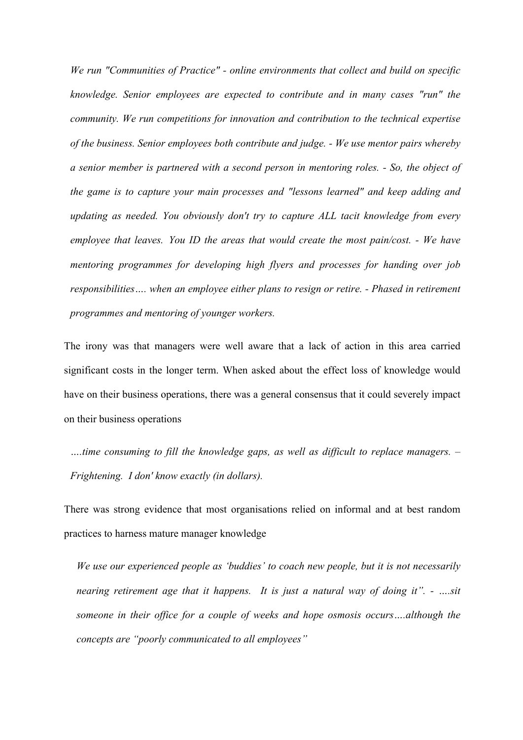*We run "Communities of Practice" - online environments that collect and build on specific knowledge. Senior employees are expected to contribute and in many cases "run" the community. We run competitions for innovation and contribution to the technical expertise of the business. Senior employees both contribute and judge. - We use mentor pairs whereby a senior member is partnered with a second person in mentoring roles. - So, the object of the game is to capture your main processes and "lessons learned" and keep adding and updating as needed. You obviously don't try to capture ALL tacit knowledge from every employee that leaves. You ID the areas that would create the most pain/cost. - We have mentoring programmes for developing high flyers and processes for handing over job responsibilities…. when an employee either plans to resign or retire. - Phased in retirement programmes and mentoring of younger workers.*

The irony was that managers were well aware that a lack of action in this area carried significant costs in the longer term. When asked about the effect loss of knowledge would have on their business operations, there was a general consensus that it could severely impact on their business operations

*….time consuming to fill the knowledge gaps, as well as difficult to replace managers. – Frightening. I don' know exactly (in dollars).*

There was strong evidence that most organisations relied on informal and at best random practices to harness mature manager knowledge

*We use our experienced people as 'buddies' to coach new people, but it is not necessarily nearing retirement age that it happens. It is just a natural way of doing it". - ….sit someone in their office for a couple of weeks and hope osmosis occurs….although the concepts are "poorly communicated to all employees"*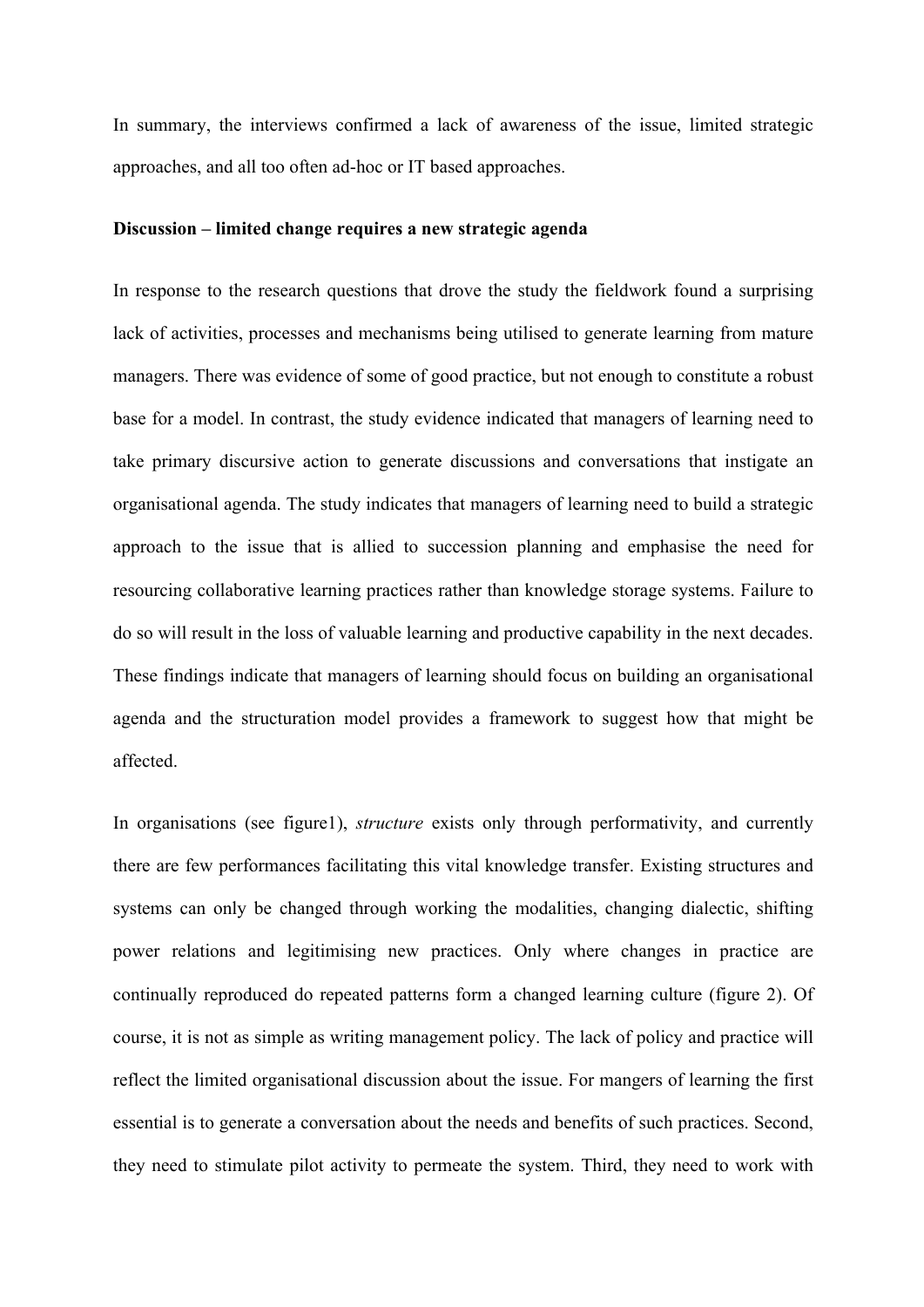In summary, the interviews confirmed a lack of awareness of the issue, limited strategic approaches, and all too often ad-hoc or IT based approaches.

**Discussion – limited change requires a new strategic agenda**

In response to the research questions that drove the study the fieldwork found a surprising lack of activities, processes and mechanisms being utilised to generate learning from mature managers. There was evidence of some of good practice, but not enough to constitute a robust base for a model. In contrast, the study evidence indicated that managers of learning need to take primary discursive action to generate discussions and conversations that instigate an organisational agenda. The study indicates that managers of learning need to build a strategic approach to the issue that is allied to succession planning and emphasise the need for resourcing collaborative learning practices rather than knowledge storage systems. Failure to do so will result in the loss of valuable learning and productive capability in the next decades. These findings indicate that managers of learning should focus on building an organisational agenda and the structuration model provides a framework to suggest how that might be affected.

In organisations (see figure1), *structure* exists only through performativity, and currently there are few performances facilitating this vital knowledge transfer. Existing structures and systems can only be changed through working the modalities, changing dialectic, shifting power relations and legitimising new practices. Only where changes in practice are continually reproduced do repeated patterns form a changed learning culture (figure 2). Of course, it is not as simple as writing management policy. The lack of policy and practice will reflect the limited organisational discussion about the issue. For mangers of learning the first essential is to generate a conversation about the needs and benefits of such practices. Second, they need to stimulate pilot activity to permeate the system. Third, they need to work with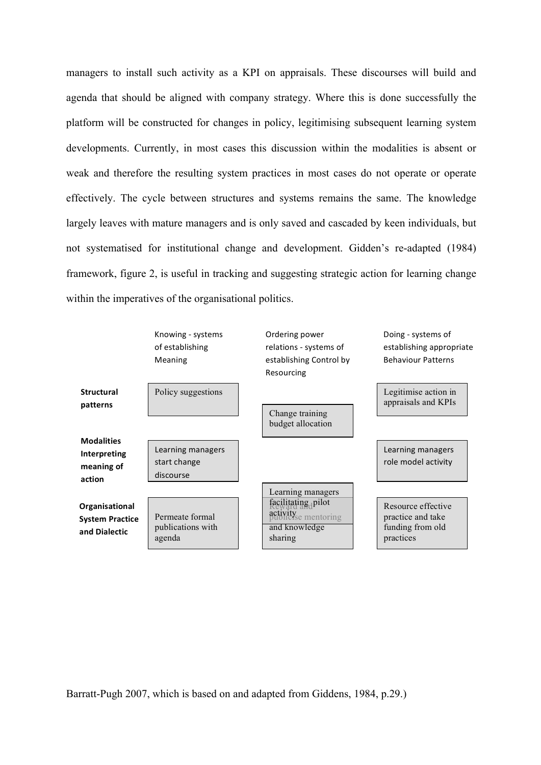managers to install such activity as a KPI on appraisals. These discourses will build and agenda that should be aligned with company strategy. Where this is done successfully the platform will be constructed for changes in policy, legitimising subsequent learning system developments. Currently, in most cases this discussion within the modalities is absent or weak and therefore the resulting system practices in most cases do not operate or operate effectively. The cycle between structures and systems remains the same. The knowledge largely leaves with mature managers and is only saved and cascaded by keen individuals, but not systematised for institutional change and development. Gidden's re-adapted (1984) framework, figure 2, is useful in tracking and suggesting strategic action for learning change within the imperatives of the organisational politics.

| | Knowing - systems of establishing Meaning | Ordering power relations - systems of establishing Control by Resourcing | Doing - systems of establishing appropriate Behaviour Patterns |
|---|---|---|---|
| **Structural patterns** | Policy suggestions | Change training budget allocation | Legitimise action in appraisals and KPIs |
| **Modalities Interpreting meaning of action** | Learning managers start change discourse | Learning managers facilitating pilot activity | Learning managers role model activity |
| **Organisational System Practice and Dialectic** | Permeate formal publications with agenda | Reward and publicise mentoring and knowledge sharing | Resource effective practice and take funding from old practices |

Barratt-Pugh 2007, which is based on and adapted from Giddens, 1984, p.29.)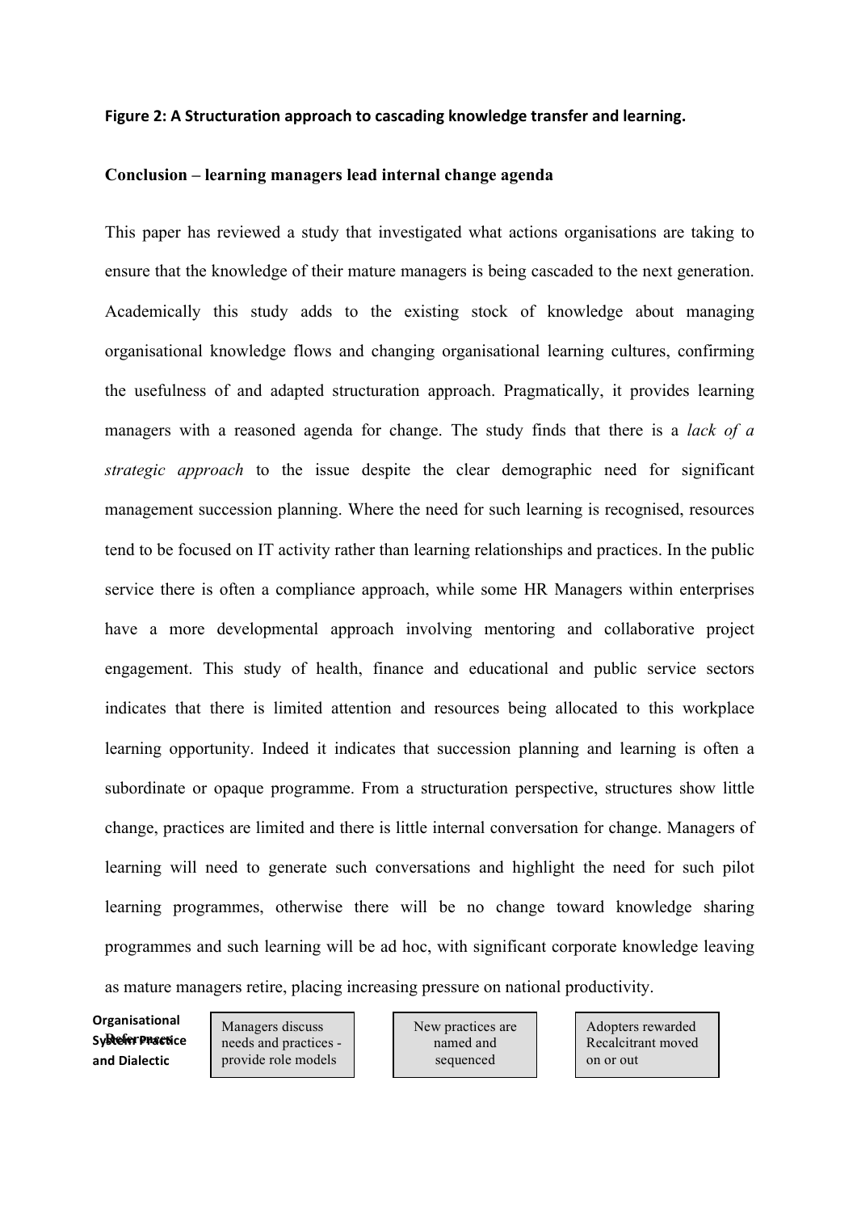**Figure 2: A Structuration approach to cascading knowledge transfer and learning.**

**Conclusion – learning managers lead internal change agenda**

This paper has reviewed a study that investigated what actions organisations are taking to ensure that the knowledge of their mature managers is being cascaded to the next generation. Academically this study adds to the existing stock of knowledge about managing organisational knowledge flows and changing organisational learning cultures, confirming the usefulness of and adapted structuration approach. Pragmatically, it provides learning managers with a reasoned agenda for change. The study finds that there is a *lack of a strategic approach* to the issue despite the clear demographic need for significant management succession planning. Where the need for such learning is recognised, resources tend to be focused on IT activity rather than learning relationships and practices. In the public service there is often a compliance approach, while some HR Managers within enterprises have a more developmental approach involving mentoring and collaborative project engagement. This study of health, finance and educational and public service sectors indicates that there is limited attention and resources being allocated to this workplace learning opportunity. Indeed it indicates that succession planning and learning is often a subordinate or opaque programme. From a structuration perspective, structures show little change, practices are limited and there is little internal conversation for change. Managers of learning will need to generate such conversations and highlight the need for such pilot learning programmes, otherwise there will be no change toward knowledge sharing programmes and such learning will be ad hoc, with significant corporate knowledge leaving as mature managers retire, placing increasing pressure on national productivity.

| Organisational System Practice and Dialectic | Managers discuss needs and practices - provide role models | New practices are named and sequenced | Adopters rewarded Recalcitrant moved on or out |
|---|---|---|---|

**References**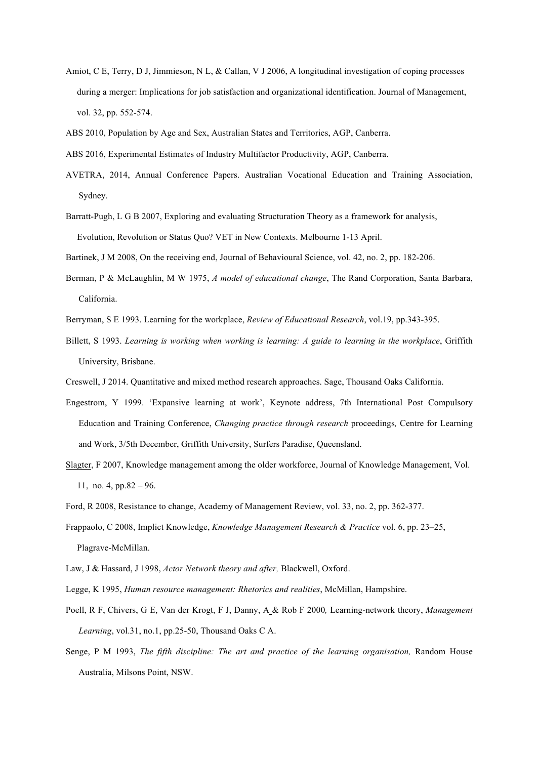Amiot, C E, Terry, D J, Jimmieson, N L, & Callan, V J 2006, A longitudinal investigation of coping processes during a merger: Implications for job satisfaction and organizational identification. Journal of Management, vol. 32, pp. 552-574.

ABS 2010, Population by Age and Sex, Australian States and Territories, AGP, Canberra.

ABS 2016, Experimental Estimates of Industry Multifactor Productivity, AGP, Canberra.

AVETRA, 2014, Annual Conference Papers. Australian Vocational Education and Training Association, Sydney.

Barratt-Pugh, L G B 2007, Exploring and evaluating Structuration Theory as a framework for analysis, Evolution, Revolution or Status Quo? VET in New Contexts. Melbourne 1-13 April.

Bartinek, J M 2008, On the receiving end, Journal of Behavioural Science, vol. 42, no. 2, pp. 182-206.

Berman, P & McLaughlin, M W 1975, *A model of educational change*, The Rand Corporation, Santa Barbara, California.

Berryman, S E 1993. Learning for the workplace, *Review of Educational Research*, vol.19, pp.343-395.

Billett, S 1993. *Learning is working when working is learning: A guide to learning in the workplace*, Griffith University, Brisbane.

Creswell, J 2014. Quantitative and mixed method research approaches. Sage, Thousand Oaks California.

Engestrom, Y 1999. 'Expansive learning at work', Keynote address, 7th International Post Compulsory Education and Training Conference, *Changing practice through research* proceedings*,* Centre for Learning and Work, 3/5th December, Griffith University, Surfers Paradise, Queensland.

Slagter, F 2007, Knowledge management among the older workforce, Journal of Knowledge Management, Vol. 11, no. 4, pp.82 – 96.

Ford, R 2008, Resistance to change, Academy of Management Review, vol. 33, no. 2, pp. 362-377.

Frappaolo, C 2008, Implict Knowledge, *Knowledge Management Research & Practice* vol. 6, pp. 23–25, Plagrave-McMillan.

Law, J & Hassard, J 1998, *Actor Network theory and after,* Blackwell, Oxford.

Legge, K 1995, *Human resource management: Rhetorics and realities*, McMillan, Hampshire.

Poell, R F, Chivers, G E, Van der Krogt, F J, Danny, A & Rob F 2000*,* Learning-network theory, *Management Learning*, vol.31, no.1, pp.25-50, Thousand Oaks C A.

Senge, P M 1993, *The fifth discipline: The art and practice of the learning organisation,* Random House Australia, Milsons Point, NSW.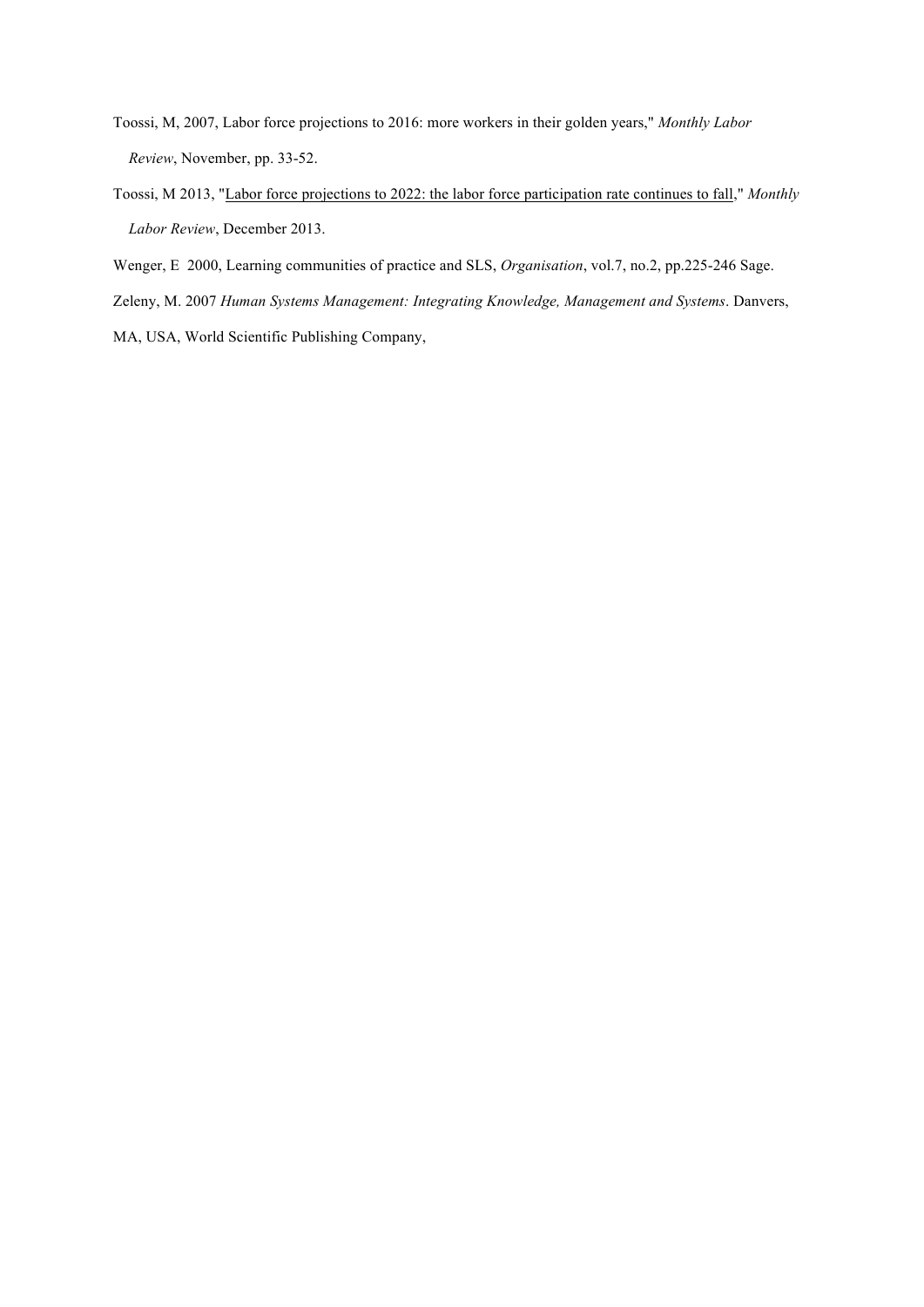Toossi, M, 2007, Labor force projections to 2016: more workers in their golden years," *Monthly Labor Review*, November, pp. 33-52.

Toossi, M 2013, "Labor force projections to 2022: the labor force participation rate continues to fall," *Monthly Labor Review*, December 2013.

Wenger, E 2000, Learning communities of practice and SLS, *Organisation*, vol.7, no.2, pp.225-246 Sage.

Zeleny, M. 2007 *Human Systems Management: Integrating Knowledge, Management and Systems*. Danvers, MA, USA, World Scientific Publishing Company,